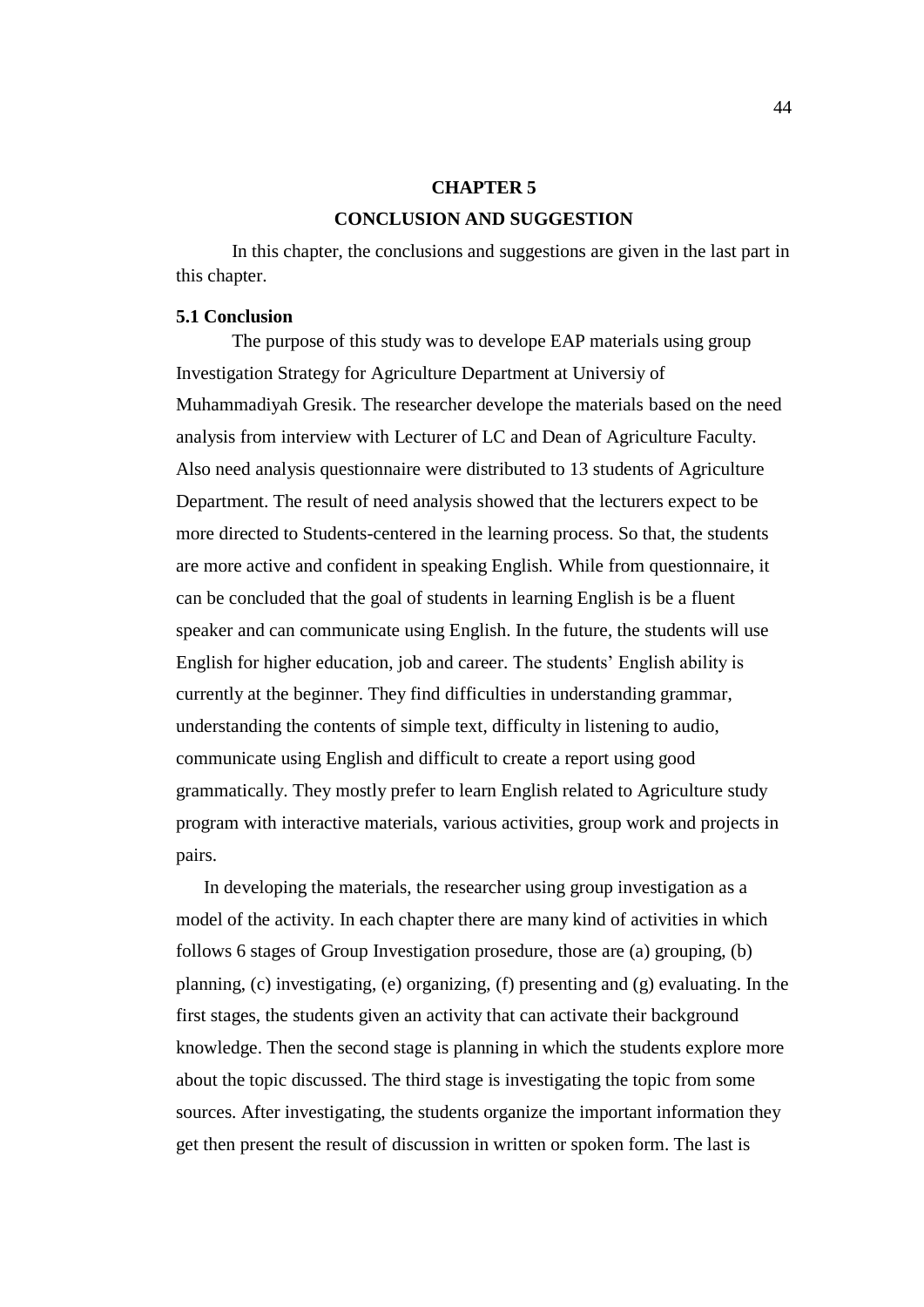# CHAPTER 5

# CONCLUSION AND SUGGESTION

In this chapter, the conclusions and suggestions are given in the last part in this chapter.

### 5.1 Conclusion

The purpose of this study was to develope EAP materials using group Investigation Strategy for Agriculture Department at Universiy of Muhammadiyah Gresik. The researcher develope the materials based on the need analysis from interview with Lecturer of LC and Dean of Agriculture Faculty. Also need analysis questionnaire were distributed to 13 students of Agriculture Department. The result of need analysis showed that the lecturers expect to be more directed to Students-centered in the learning process. So that, the students are more active and confident in speaking English. While from questionnaire, it can be concluded that the goal of students in learning English is be a fluent speaker and can communicate using English. In the future, the students will use English for higher education, job and career. The students' English ability is currently at the beginner. They find difficulties in understanding grammar, understanding the contents of simple text, difficulty in listening to audio, communicate using English and difficult to create a report using good grammatically. They mostly prefer to learn English related to Agriculture study program with interactive materials, various activities, group work and projects in pairs.

In developing the materials, the researcher using group investigation as a model of the activity. In each chapter there are many kind of activities in which follows 6 stages of Group Investigation prosedure, those are (a) grouping, (b) planning, (c) investigating, (e) organizing, (f) presenting and (g) evaluating. In the first stages, the students given an activity that can activate their background knowledge. Then the second stage is planning in which the students explore more about the topic discussed. The third stage is investigating the topic from some sources. After investigating, the students organize the important information they get then present the result of discussion in written or spoken form. The last is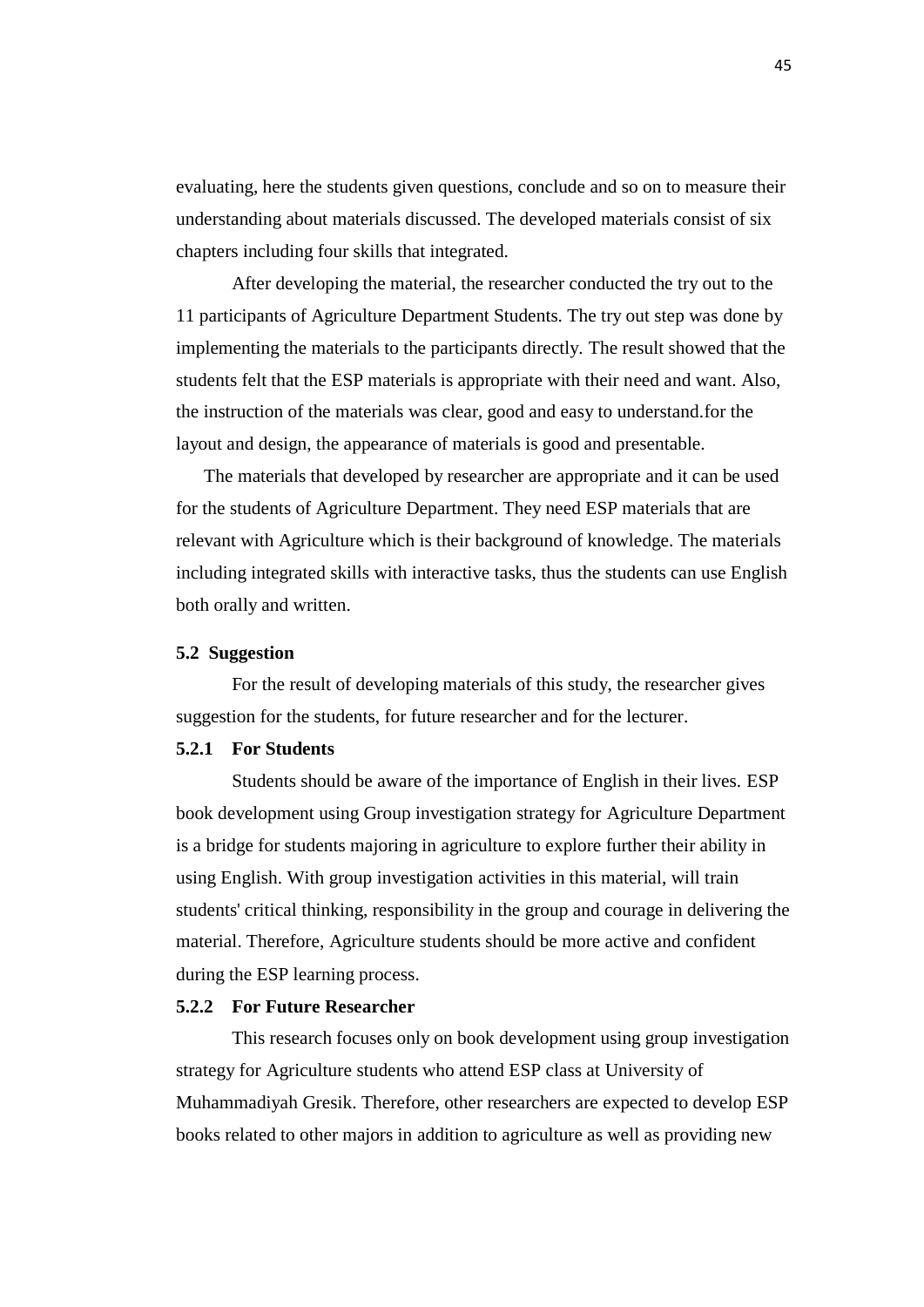evaluating, here the students given questions, conclude and so on to measure their understanding about materials discussed. The developed materials consist of six chapters including four skills that integrated.

After developing the material, the researcher conducted the try out to the 11 participants of Agriculture Department Students. The try out step was done by implementing the materials to the participants directly. The result showed that the students felt that the ESP materials is appropriate with their need and want. Also, the instruction of the materials was clear, good and easy to understand.for the layout and design, the appearance of materials is good and presentable.

The materials that developed by researcher are appropriate and it can be used for the students of Agriculture Department. They need ESP materials that are relevant with Agriculture which is their background of knowledge. The materials including integrated skills with interactive tasks, thus the students can use English both orally and written.

## 5.2 Suggestion

For the result of developing materials of this study, the researcher gives suggestion for the students, for future researcher and for the lecturer.

### 5.2.1 For Students

Students should be aware of the importance of English in their lives. ESP book development using Group investigation strategy for Agriculture Department is a bridge for students majoring in agriculture to explore further their ability in using English. With group investigation activities in this material, will train students' critical thinking, responsibility in the group and courage in delivering the material. Therefore, Agriculture students should be more active and confident during the ESP learning process.

### 5.2.2 For Future Researcher

This research focuses only on book development using group investigation strategy for Agriculture students who attend ESP class at University of Muhammadiyah Gresik. Therefore, other researchers are expected to develop ESP books related to other majors in addition to agriculture as well as providing new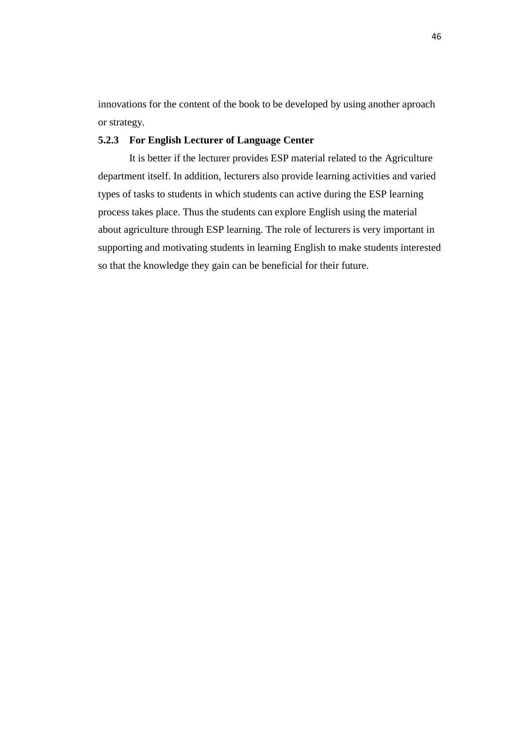innovations for the content of the book to be developed by using another aproach or strategy.

### 5.2.3 For English Lecturer of Language Center

It is better if the lecturer provides ESP material related to the Agriculture department itself. In addition, lecturers also provide learning activities and varied types of tasks to students in which students can active during the ESP learning process takes place. Thus the students can explore English using the material about agriculture through ESP learning. The role of lecturers is very important in supporting and motivating students in learning English to make students interested so that the knowledge they gain can be beneficial for their future.